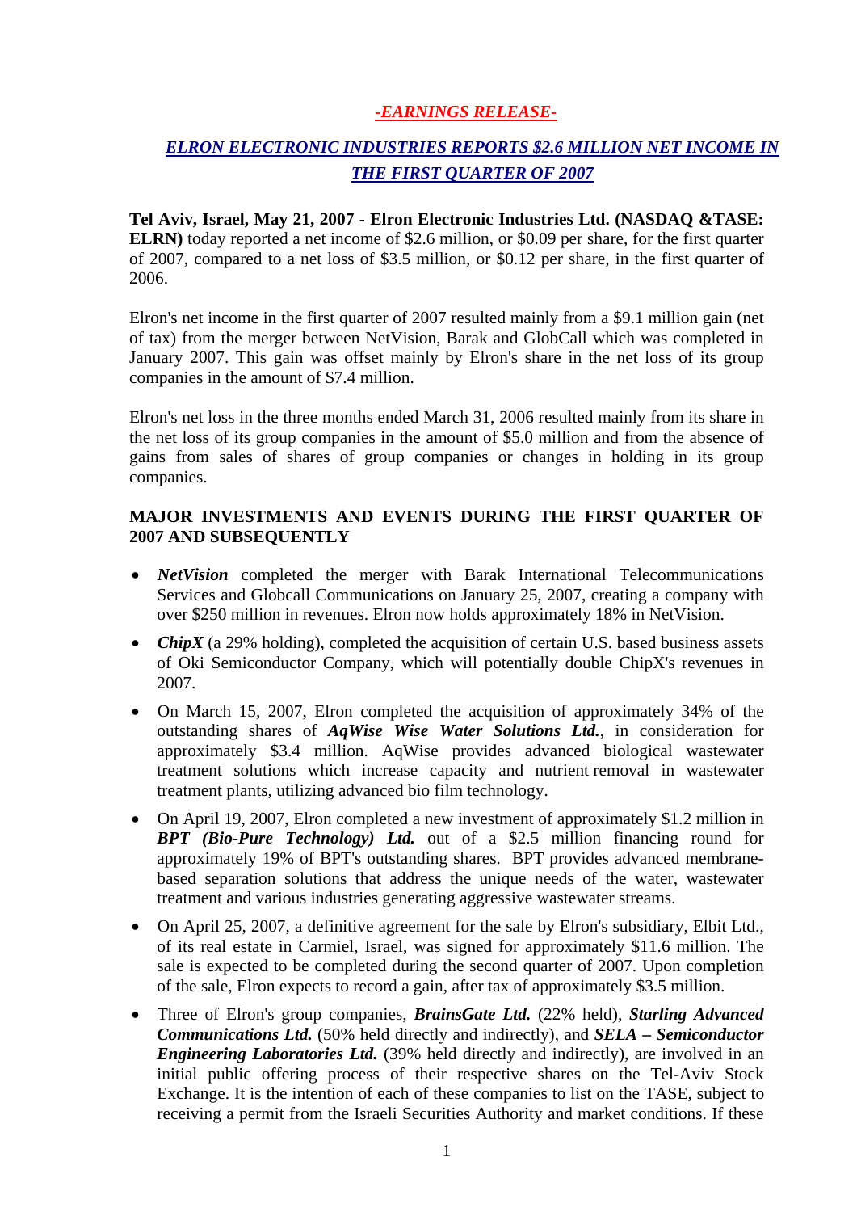***-EARNINGS RELEASE-***

## ***ELRON ELECTRONIC INDUSTRIES REPORTS $2.6 MILLION NET INCOME IN THE FIRST QUARTER OF 2007***

**Tel Aviv, Israel, May 21, 2007 - Elron Electronic Industries Ltd. (NASDAQ &TASE: ELRN)** today reported a net income of $2.6 million, or $0.09 per share, for the first quarter of 2007, compared to a net loss of $3.5 million, or $0.12 per share, in the first quarter of 2006.

Elron's net income in the first quarter of 2007 resulted mainly from a $9.1 million gain (net of tax) from the merger between NetVision, Barak and GlobCall which was completed in January 2007. This gain was offset mainly by Elron's share in the net loss of its group companies in the amount of $7.4 million.

Elron's net loss in the three months ended March 31, 2006 resulted mainly from its share in the net loss of its group companies in the amount of $5.0 million and from the absence of gains from sales of shares of group companies or changes in holding in its group companies.

**MAJOR INVESTMENTS AND EVENTS DURING THE FIRST QUARTER OF 2007 AND SUBSEQUENTLY**

- ***NetVision*** completed the merger with Barak International Telecommunications Services and Globcall Communications on January 25, 2007, creating a company with over $250 million in revenues. Elron now holds approximately 18% in NetVision.
- ***ChipX*** (a 29% holding), completed the acquisition of certain U.S. based business assets of Oki Semiconductor Company, which will potentially double ChipX's revenues in 2007.
- On March 15, 2007, Elron completed the acquisition of approximately 34% of the outstanding shares of ***AqWise Wise Water Solutions Ltd.***, in consideration for approximately $3.4 million. AqWise provides advanced biological wastewater treatment solutions which increase capacity and nutrient removal in wastewater treatment plants, utilizing advanced bio film technology.
- On April 19, 2007, Elron completed a new investment of approximately $1.2 million in ***BPT (Bio-Pure Technology) Ltd.*** out of a $2.5 million financing round for approximately 19% of BPT's outstanding shares. BPT provides advanced membrane-based separation solutions that address the unique needs of the water, wastewater treatment and various industries generating aggressive wastewater streams.
- On April 25, 2007, a definitive agreement for the sale by Elron's subsidiary, Elbit Ltd., of its real estate in Carmiel, Israel, was signed for approximately $11.6 million. The sale is expected to be completed during the second quarter of 2007. Upon completion of the sale, Elron expects to record a gain, after tax of approximately $3.5 million.
- Three of Elron's group companies, ***BrainsGate Ltd.*** (22% held), ***Starling Advanced Communications Ltd.*** (50% held directly and indirectly), and ***SELA – Semiconductor Engineering Laboratories Ltd.*** (39% held directly and indirectly), are involved in an initial public offering process of their respective shares on the Tel-Aviv Stock Exchange. It is the intention of each of these companies to list on the TASE, subject to receiving a permit from the Israeli Securities Authority and market conditions. If these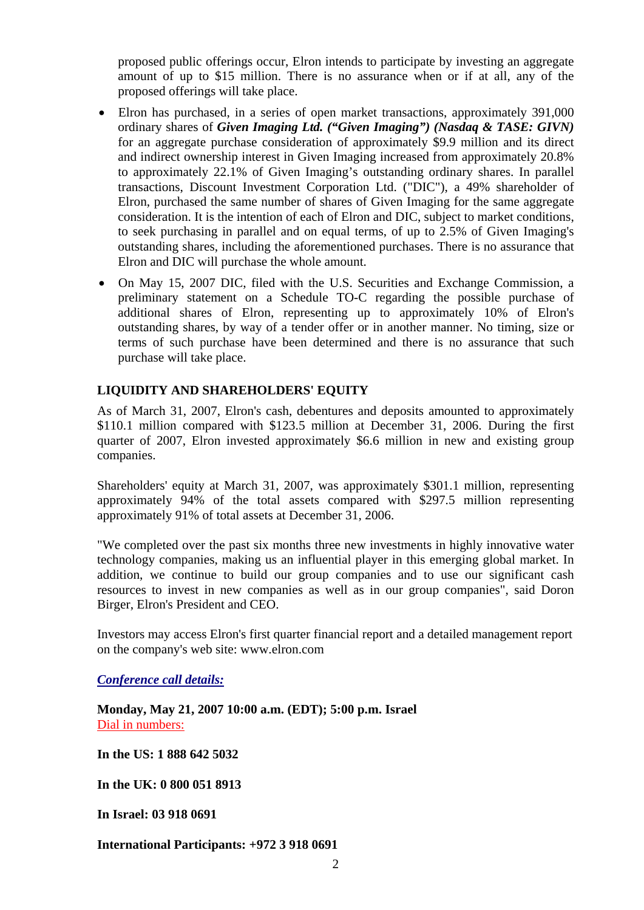proposed public offerings occur, Elron intends to participate by investing an aggregate amount of up to $15 million. There is no assurance when or if at all, any of the proposed offerings will take place.

- Elron has purchased, in a series of open market transactions, approximately 391,000 ordinary shares of ***Given Imaging Ltd. ("Given Imaging") (Nasdaq & TASE: GIVN)*** for an aggregate purchase consideration of approximately $9.9 million and its direct and indirect ownership interest in Given Imaging increased from approximately 20.8% to approximately 22.1% of Given Imaging's outstanding ordinary shares. In parallel transactions, Discount Investment Corporation Ltd. ("DIC"), a 49% shareholder of Elron, purchased the same number of shares of Given Imaging for the same aggregate consideration. It is the intention of each of Elron and DIC, subject to market conditions, to seek purchasing in parallel and on equal terms, of up to 2.5% of Given Imaging's outstanding shares, including the aforementioned purchases. There is no assurance that Elron and DIC will purchase the whole amount.
- On May 15, 2007 DIC, filed with the U.S. Securities and Exchange Commission, a preliminary statement on a Schedule TO-C regarding the possible purchase of additional shares of Elron, representing up to approximately 10% of Elron's outstanding shares, by way of a tender offer or in another manner. No timing, size or terms of such purchase have been determined and there is no assurance that such purchase will take place.

## LIQUIDITY AND SHAREHOLDERS' EQUITY

As of March 31, 2007, Elron's cash, debentures and deposits amounted to approximately $110.1 million compared with $123.5 million at December 31, 2006. During the first quarter of 2007, Elron invested approximately $6.6 million in new and existing group companies.

Shareholders' equity at March 31, 2007, was approximately $301.1 million, representing approximately 94% of the total assets compared with $297.5 million representing approximately 91% of total assets at December 31, 2006.

"We completed over the past six months three new investments in highly innovative water technology companies, making us an influential player in this emerging global market. In addition, we continue to build our group companies and to use our significant cash resources to invest in new companies as well as in our group companies", said Doron Birger, Elron's President and CEO.

Investors may access Elron's first quarter financial report and a detailed management report on the company's web site: www.elron.com

***Conference call details:***

**Monday, May 21, 2007 10:00 a.m. (EDT); 5:00 p.m. Israel**
Dial in numbers:

**In the US: 1 888 642 5032**

**In the UK: 0 800 051 8913**

**In Israel: 03 918 0691**

**International Participants: +972 3 918 0691**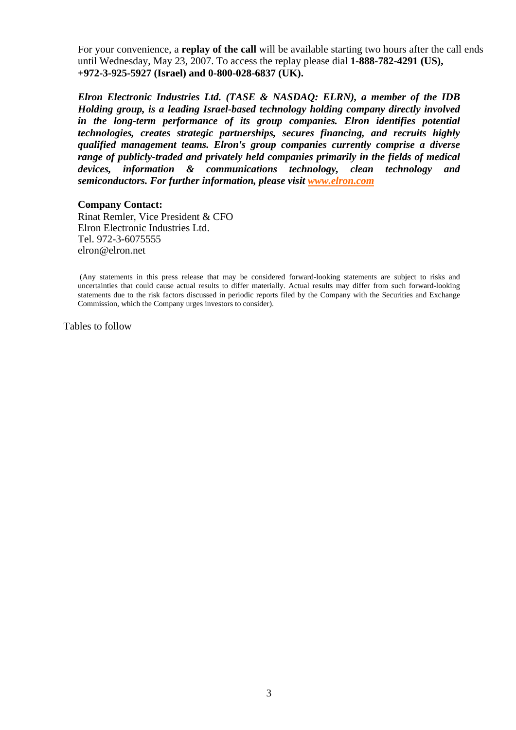For your convenience, a **replay of the call** will be available starting two hours after the call ends until Wednesday, May 23, 2007. To access the replay please dial **1-888-782-4291 (US), +972-3-925-5927 (Israel) and 0-800-028-6837 (UK).**

***Elron Electronic Industries Ltd. (TASE & NASDAQ: ELRN), a member of the IDB Holding group, is a leading Israel-based technology holding company directly involved in the long-term performance of its group companies. Elron identifies potential technologies, creates strategic partnerships, secures financing, and recruits highly qualified management teams. Elron's group companies currently comprise a diverse range of publicly-traded and privately held companies primarily in the fields of medical devices, information & communications technology, clean technology and semiconductors. For further information, please visit [www.elron.com](http://www.elron.com)***

**Company Contact:**
Rinat Remler, Vice President & CFO
Elron Electronic Industries Ltd.
Tel. 972-3-6075555
elron@elron.net

(Any statements in this press release that may be considered forward-looking statements are subject to risks and uncertainties that could cause actual results to differ materially. Actual results may differ from such forward-looking statements due to the risk factors discussed in periodic reports filed by the Company with the Securities and Exchange Commission, which the Company urges investors to consider).

Tables to follow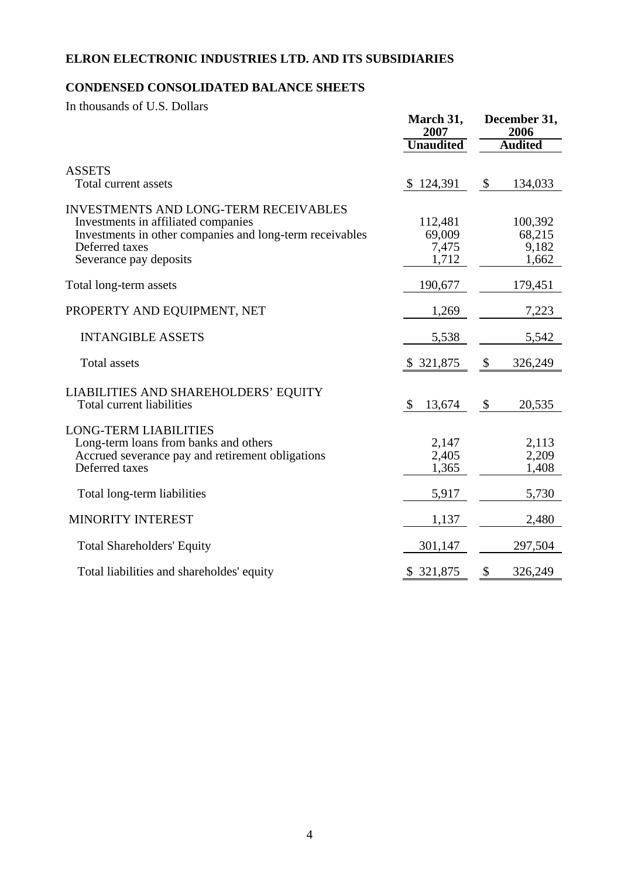**ELRON ELECTRONIC INDUSTRIES LTD. AND ITS SUBSIDIARIES**

**CONDENSED CONSOLIDATED BALANCE SHEETS**

In thousands of U.S. Dollars

| | March 31, 2007 | December 31, 2006 |
|---|---|---|
| | **Unaudited** | **Audited** |
| ASSETS | | |
| Total current assets | $ 124,391 | $ 134,033 |
| INVESTMENTS AND LONG-TERM RECEIVABLES | | |
| Investments in affiliated companies | 112,481 | 100,392 |
| Investments in other companies and long-term receivables | 69,009 | 68,215 |
| Deferred taxes | 7,475 | 9,182 |
| Severance pay deposits | 1,712 | 1,662 |
| Total long-term assets | 190,677 | 179,451 |
| PROPERTY AND EQUIPMENT, NET | 1,269 | 7,223 |
| INTANGIBLE ASSETS | 5,538 | 5,542 |
| Total assets | $ 321,875 | $ 326,249 |
| LIABILITIES AND SHAREHOLDERS' EQUITY | | |
| Total current liabilities | $ 13,674 | $ 20,535 |
| LONG-TERM LIABILITIES | | |
| Long-term loans from banks and others | 2,147 | 2,113 |
| Accrued severance pay and retirement obligations | 2,405 | 2,209 |
| Deferred taxes | 1,365 | 1,408 |
| Total long-term liabilities | 5,917 | 5,730 |
| MINORITY INTEREST | 1,137 | 2,480 |
| Total Shareholders' Equity | 301,147 | 297,504 |
| Total liabilities and shareholdes' equity | $ 321,875 | $ 326,249 |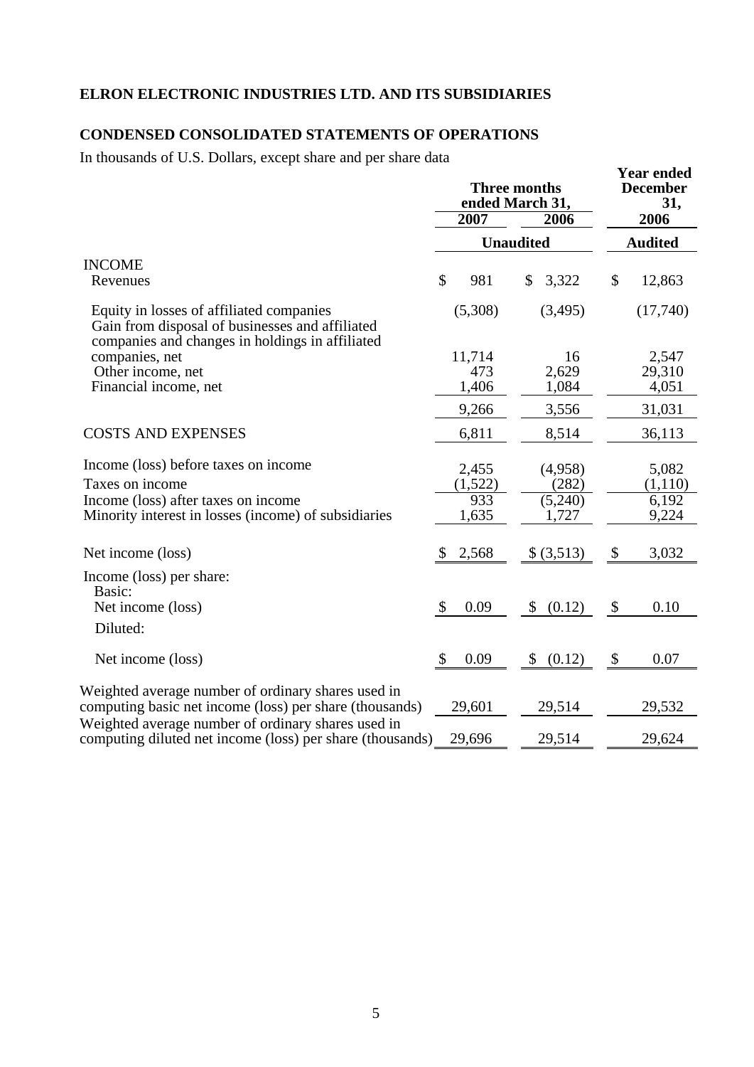**ELRON ELECTRONIC INDUSTRIES LTD. AND ITS SUBSIDIARIES**

**CONDENSED CONSOLIDATED STATEMENTS OF OPERATIONS**

In thousands of U.S. Dollars, except share and per share data

| | Three months ended March 31, 2007 | Three months ended March 31, 2006 | Year ended December 31, 2006 |
|---|---|---|---|
| | Unaudited | Unaudited | Audited |
| INCOME | | | |
| Revenues | $ 981 | $ 3,322 | $ 12,863 |
| Equity in losses of affiliated companies | (5,308) | (3,495) | (17,740) |
| Gain from disposal of businesses and affiliated companies and changes in holdings in affiliated companies, net | 11,714 | 16 | 2,547 |
| Other income, net | 473 | 2,629 | 29,310 |
| Financial income, net | 1,406 | 1,084 | 4,051 |
| | 9,266 | 3,556 | 31,031 |
| COSTS AND EXPENSES | 6,811 | 8,514 | 36,113 |
| Income (loss) before taxes on income | 2,455 | (4,958) | 5,082 |
| Taxes on income | (1,522) | (282) | (1,110) |
| Income (loss) after taxes on income | 933 | (5,240) | 6,192 |
| Minority interest in losses (income) of subsidiaries | 1,635 | 1,727 | 9,224 |
| Net income (loss) | $ 2,568 | $ (3,513) | $ 3,032 |
| Income (loss) per share: | | | |
| Basic: | | | |
| Net income (loss) | $ 0.09 | $ (0.12) | $ 0.10 |
| Diluted: | | | |
| Net income (loss) | $ 0.09 | $ (0.12) | $ 0.07 |
| Weighted average number of ordinary shares used in computing basic net income (loss) per share (thousands) | 29,601 | 29,514 | 29,532 |
| Weighted average number of ordinary shares used in computing diluted net income (loss) per share (thousands) | 29,696 | 29,514 | 29,624 |